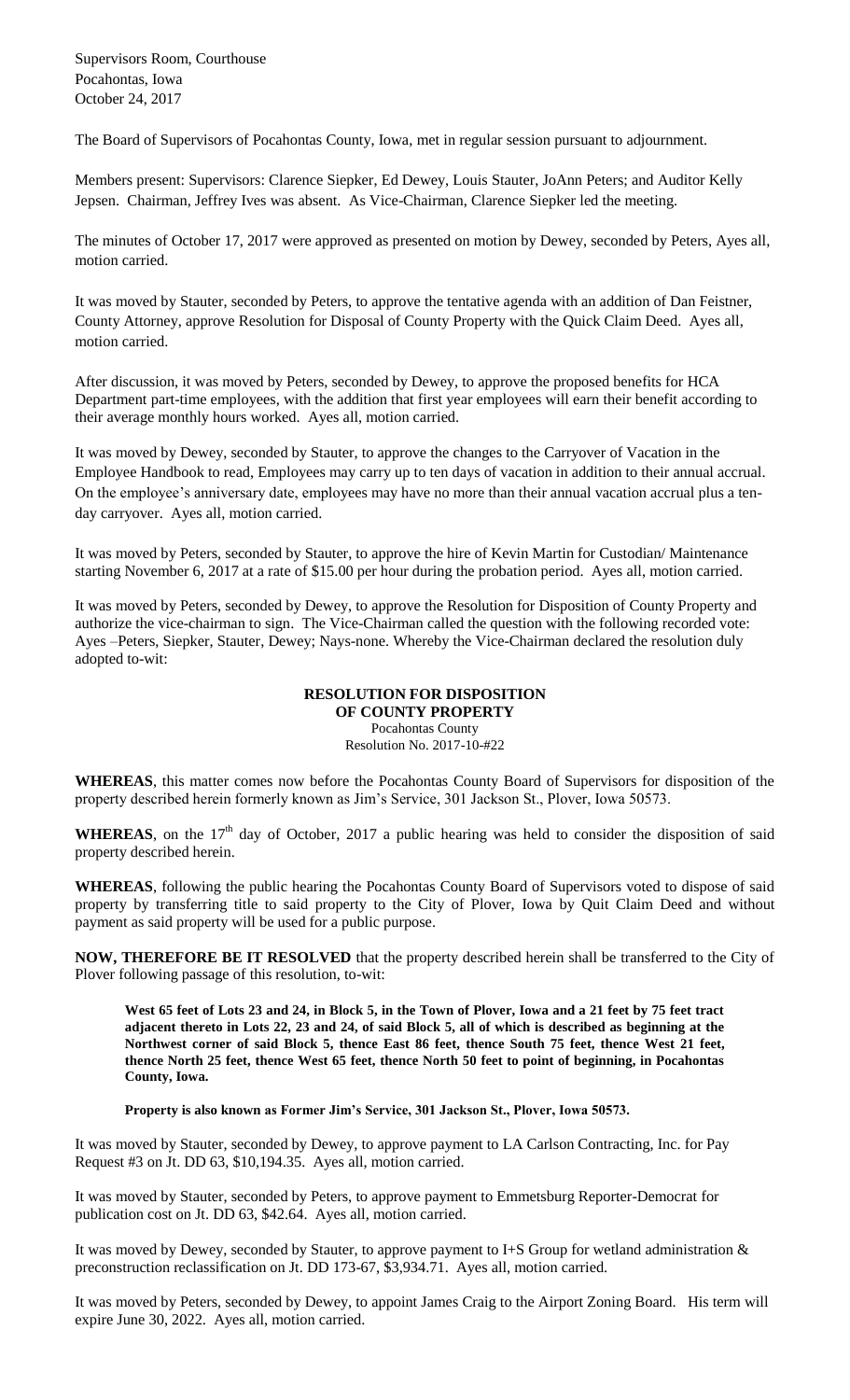Supervisors Room, Courthouse
Pocahontas, Iowa
October 24, 2017

The Board of Supervisors of Pocahontas County, Iowa, met in regular session pursuant to adjournment.

Members present: Supervisors: Clarence Siepker, Ed Dewey, Louis Stauter, JoAnn Peters; and Auditor Kelly Jepsen. Chairman, Jeffrey Ives was absent. As Vice-Chairman, Clarence Siepker led the meeting.

The minutes of October 17, 2017 were approved as presented on motion by Dewey, seconded by Peters, Ayes all, motion carried.

It was moved by Stauter, seconded by Peters, to approve the tentative agenda with an addition of Dan Feistner, County Attorney, approve Resolution for Disposal of County Property with the Quick Claim Deed. Ayes all, motion carried.

After discussion, it was moved by Peters, seconded by Dewey, to approve the proposed benefits for HCA Department part-time employees, with the addition that first year employees will earn their benefit according to their average monthly hours worked. Ayes all, motion carried.

It was moved by Dewey, seconded by Stauter, to approve the changes to the Carryover of Vacation in the Employee Handbook to read, Employees may carry up to ten days of vacation in addition to their annual accrual. On the employee's anniversary date, employees may have no more than their annual vacation accrual plus a ten-day carryover. Ayes all, motion carried.

It was moved by Peters, seconded by Stauter, to approve the hire of Kevin Martin for Custodian/ Maintenance starting November 6, 2017 at a rate of $15.00 per hour during the probation period. Ayes all, motion carried.

It was moved by Peters, seconded by Dewey, to approve the Resolution for Disposition of County Property and authorize the vice-chairman to sign. The Vice-Chairman called the question with the following recorded vote: Ayes –Peters, Siepker, Stauter, Dewey; Nays-none. Whereby the Vice-Chairman declared the resolution duly adopted to-wit:

**RESOLUTION FOR DISPOSITION**
**OF COUNTY PROPERTY**
Pocahontas County
Resolution No. 2017-10-#22

**WHEREAS**, this matter comes now before the Pocahontas County Board of Supervisors for disposition of the property described herein formerly known as Jim's Service, 301 Jackson St., Plover, Iowa 50573.

**WHEREAS**, on the 17th day of October, 2017 a public hearing was held to consider the disposition of said property described herein.

**WHEREAS**, following the public hearing the Pocahontas County Board of Supervisors voted to dispose of said property by transferring title to said property to the City of Plover, Iowa by Quit Claim Deed and without payment as said property will be used for a public purpose.

**NOW, THEREFORE BE IT RESOLVED** that the property described herein shall be transferred to the City of Plover following passage of this resolution, to-wit:

**West 65 feet of Lots 23 and 24, in Block 5, in the Town of Plover, Iowa and a 21 feet by 75 feet tract adjacent thereto in Lots 22, 23 and 24, of said Block 5, all of which is described as beginning at the Northwest corner of said Block 5, thence East 86 feet, thence South 75 feet, thence West 21 feet, thence North 25 feet, thence West 65 feet, thence North 50 feet to point of beginning, in Pocahontas County, Iowa.**

**Property is also known as Former Jim's Service, 301 Jackson St., Plover, Iowa 50573.**

It was moved by Stauter, seconded by Dewey, to approve payment to LA Carlson Contracting, Inc. for Pay Request #3 on Jt. DD 63, $10,194.35. Ayes all, motion carried.

It was moved by Stauter, seconded by Peters, to approve payment to Emmetsburg Reporter-Democrat for publication cost on Jt. DD 63, $42.64. Ayes all, motion carried.

It was moved by Dewey, seconded by Stauter, to approve payment to I+S Group for wetland administration & preconstruction reclassification on Jt. DD 173-67, $3,934.71. Ayes all, motion carried.

It was moved by Peters, seconded by Dewey, to appoint James Craig to the Airport Zoning Board. His term will expire June 30, 2022. Ayes all, motion carried.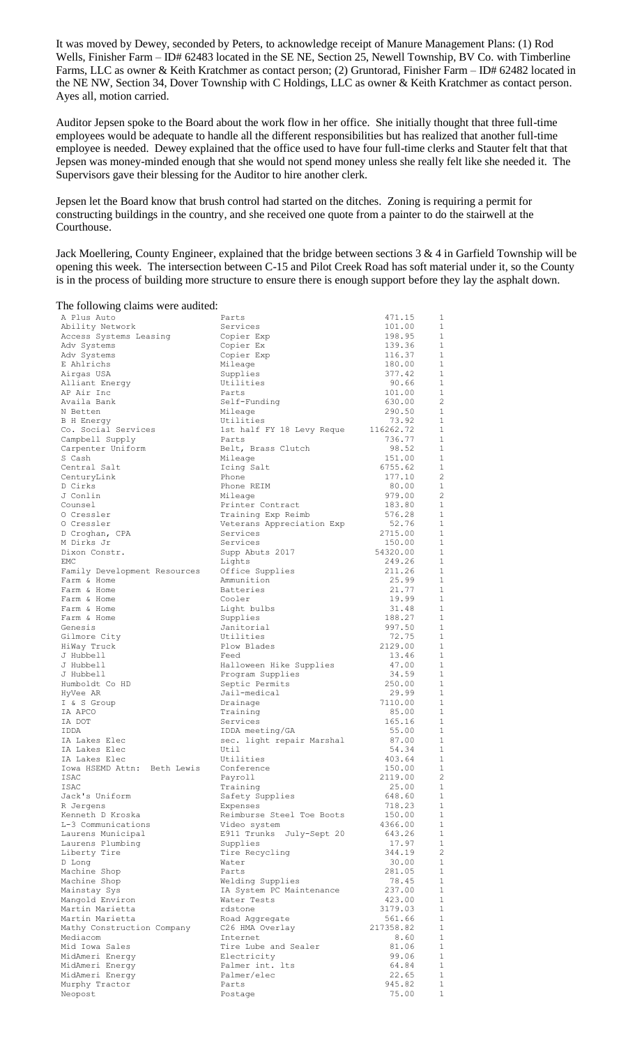It was moved by Dewey, seconded by Peters, to acknowledge receipt of Manure Management Plans: (1) Rod Wells, Finisher Farm – ID# 62483 located in the SE NE, Section 25, Newell Township, BV Co. with Timberline Farms, LLC as owner & Keith Kratchmer as contact person; (2) Gruntorad, Finisher Farm – ID# 62482 located in the NE NW, Section 34, Dover Township with C Holdings, LLC as owner & Keith Kratchmer as contact person. Ayes all, motion carried.

Auditor Jepsen spoke to the Board about the work flow in her office. She initially thought that three full-time employees would be adequate to handle all the different responsibilities but has realized that another full-time employee is needed. Dewey explained that the office used to have four full-time clerks and Stauter felt that that Jepsen was money-minded enough that she would not spend money unless she really felt like she needed it. The Supervisors gave their blessing for the Auditor to hire another clerk.

Jepsen let the Board know that brush control had started on the ditches. Zoning is requiring a permit for constructing buildings in the country, and she received one quote from a painter to do the stairwell at the Courthouse.

Jack Moellering, County Engineer, explained that the bridge between sections 3 & 4 in Garfield Township will be opening this week. The intersection between C-15 and Pilot Creek Road has soft material under it, so the County is in the process of building more structure to ensure there is enough support before they lay the asphalt down.

The following claims were audited:

| | | | |
|---|---|---|---|
| A Plus Auto | Parts | 471.15 | 1 |
| Ability Network | Services | 101.00 | 1 |
| Access Systems Leasing | Copier Exp | 198.95 | 1 |
| Adv Systems | Copier Ex | 139.36 | 1 |
| Adv Systems | Copier Exp | 116.37 | 1 |
| E Ahlrichs | Mileage | 180.00 | 1 |
| Airgas USA | Supplies | 377.42 | 1 |
| Alliant Energy | Utilities | 90.66 | 1 |
| AP Air Inc | Parts | 101.00 | 1 |
| Availa Bank | Self-Funding | 630.00 | 2 |
| N Betten | Mileage | 290.50 | 1 |
| B H Energy | Utilities | 73.92 | 1 |
| Co. Social Services | 1st half FY 18 Levy Reque | 116262.72 | 1 |
| Campbell Supply | Parts | 736.77 | 1 |
| Carpenter Uniform | Belt, Brass Clutch | 98.52 | 1 |
| S Cash | Mileage | 151.00 | 1 |
| Central Salt | Icing Salt | 6755.62 | 1 |
| CenturyLink | Phone | 177.10 | 2 |
| D Cirks | Phone REIM | 80.00 | 1 |
| J Conlin | Mileage | 979.00 | 2 |
| Counsel | Printer Contract | 183.80 | 1 |
| O Cressler | Training Exp Reimb | 576.28 | 1 |
| O Cressler | Veterans Appreciation Exp | 52.76 | 1 |
| D Croghan, CPA | Services | 2715.00 | 1 |
| M Dirks Jr | Services | 150.00 | 1 |
| Dixon Constr. | Supp Abuts 2017 | 54320.00 | 1 |
| EMC | Lights | 249.26 | 1 |
| Family Development Resources | Office Supplies | 211.26 | 1 |
| Farm & Home | Ammunition | 25.99 | 1 |
| Farm & Home | Batteries | 21.77 | 1 |
| Farm & Home | Cooler | 19.99 | 1 |
| Farm & Home | Light bulbs | 31.48 | 1 |
| Farm & Home | Supplies | 188.27 | 1 |
| Genesis | Janitorial | 997.50 | 1 |
| Gilmore City | Utilities | 72.75 | 1 |
| HiWay Truck | Plow Blades | 2129.00 | 1 |
| J Hubbell | Feed | 13.46 | 1 |
| J Hubbell | Halloween Hike Supplies | 47.00 | 1 |
| J Hubbell | Program Supplies | 34.59 | 1 |
| Humboldt Co HD | Septic Permits | 250.00 | 1 |
| HyVee AR | Jail-medical | 29.99 | 1 |
| I & S Group | Drainage | 7110.00 | 1 |
| IA APCO | Training | 85.00 | 1 |
| IA DOT | Services | 165.16 | 1 |
| IDDA | IDDA meeting/GA | 55.00 | 1 |
| IA Lakes Elec | sec. light repair Marshal | 87.00 | 1 |
| IA Lakes Elec | Util | 54.34 | 1 |
| IA Lakes Elec | Utilities | 403.64 | 1 |
| Iowa HSEMD Attn: Beth Lewis | Conference | 150.00 | 1 |
| ISAC | Payroll | 2119.00 | 2 |
| ISAC | Training | 25.00 | 1 |
| Jack's Uniform | Safety Supplies | 648.60 | 1 |
| R Jergens | Expenses | 718.23 | 1 |
| Kenneth D Kroska | Reimburse Steel Toe Boots | 150.00 | 1 |
| L-3 Communications | Video system | 4366.00 | 1 |
| Laurens Municipal | E911 Trunks July-Sept 20 | 643.26 | 1 |
| Laurens Plumbing | Supplies | 17.97 | 1 |
| Liberty Tire | Tire Recycling | 344.19 | 2 |
| D Long | Water | 30.00 | 1 |
| Machine Shop | Parts | 281.05 | 1 |
| Machine Shop | Welding Supplies | 78.45 | 1 |
| Mainstay Sys | IA System PC Maintenance | 237.00 | 1 |
| Mangold Environ | Water Tests | 423.00 | 1 |
| Martin Marietta | rdstone | 3179.03 | 1 |
| Martin Marietta | Road Aggregate | 561.66 | 1 |
| Mathy Construction Company | C26 HMA Overlay | 217358.82 | 1 |
| Mediacom | Internet | 8.60 | 1 |
| Mid Iowa Sales | Tire Lube and Sealer | 81.06 | 1 |
| MidAmeri Energy | Electricity | 99.06 | 1 |
| MidAmeri Energy | Palmer int. lts | 64.84 | 1 |
| MidAmeri Energy | Palmer/elec | 22.65 | 1 |
| Murphy Tractor | Parts | 945.82 | 1 |
| Neopost | Postage | 75.00 | 1 |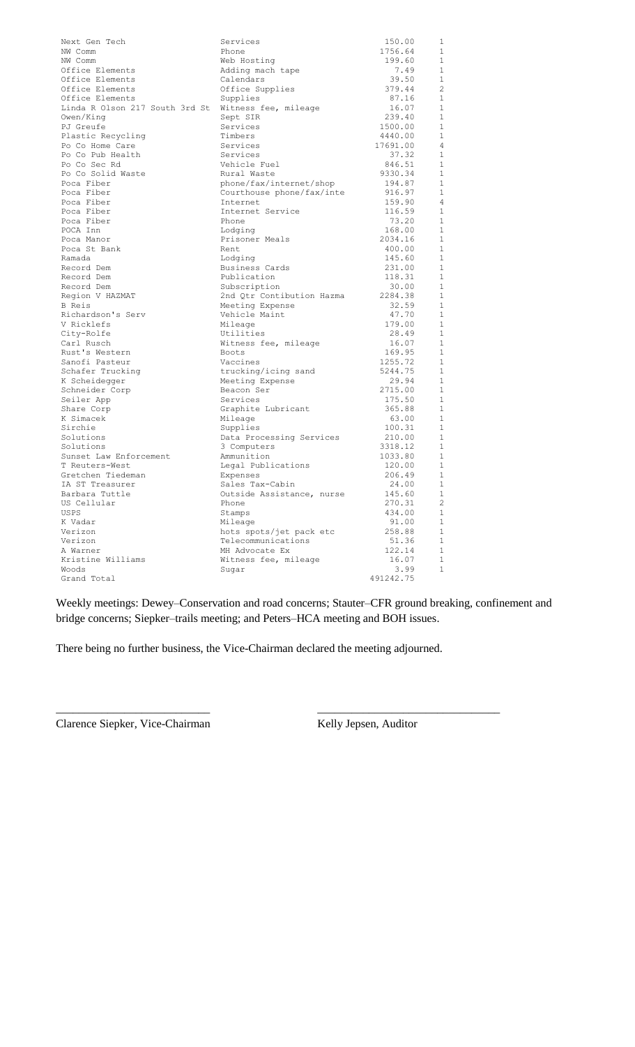| | | | |
|---|---|---|---|
| Next Gen Tech | Services | 150.00 | 1 |
| NW Comm | Phone | 1756.64 | 1 |
| NW Comm | Web Hosting | 199.60 | 1 |
| Office Elements | Adding mach tape | 7.49 | 1 |
| Office Elements | Calendars | 39.50 | 1 |
| Office Elements | Office Supplies | 379.44 | 2 |
| Office Elements | Supplies | 87.16 | 1 |
| Linda R Olson 217 South 3rd St | Witness fee, mileage | 16.07 | 1 |
| Owen/King | Sept SIR | 239.40 | 1 |
| PJ Greufe | Services | 1500.00 | 1 |
| Plastic Recycling | Timbers | 4440.00 | 1 |
| Po Co Home Care | Services | 17691.00 | 4 |
| Po Co Pub Health | Services | 37.32 | 1 |
| Po Co Sec Rd | Vehicle Fuel | 846.51 | 1 |
| Po Co Solid Waste | Rural Waste | 9330.34 | 1 |
| Poca Fiber | phone/fax/internet/shop | 194.87 | 1 |
| Poca Fiber | Courthouse phone/fax/inte | 916.97 | 1 |
| Poca Fiber | Internet | 159.90 | 4 |
| Poca Fiber | Internet Service | 116.59 | 1 |
| Poca Fiber | Phone | 73.20 | 1 |
| POCA Inn | Lodging | 168.00 | 1 |
| Poca Manor | Prisoner Meals | 2034.16 | 1 |
| Poca St Bank | Rent | 400.00 | 1 |
| Ramada | Lodging | 145.60 | 1 |
| Record Dem | Business Cards | 231.00 | 1 |
| Record Dem | Publication | 118.31 | 1 |
| Record Dem | Subscription | 30.00 | 1 |
| Region V HAZMAT | 2nd Qtr Contibution Hazma | 2284.38 | 1 |
| B Reis | Meeting Expense | 32.59 | 1 |
| Richardson's Serv | Vehicle Maint | 47.70 | 1 |
| V Ricklefs | Mileage | 179.00 | 1 |
| City-Rolfe | Utilities | 28.49 | 1 |
| Carl Rusch | Witness fee, mileage | 16.07 | 1 |
| Rust's Western | Boots | 169.95 | 1 |
| Sanofi Pasteur | Vaccines | 1255.72 | 1 |
| Schafer Trucking | trucking/icing sand | 5244.75 | 1 |
| K Scheidegger | Meeting Expense | 29.94 | 1 |
| Schneider Corp | Beacon Ser | 2715.00 | 1 |
| Seiler App | Services | 175.50 | 1 |
| Share Corp | Graphite Lubricant | 365.88 | 1 |
| K Simacek | Mileage | 63.00 | 1 |
| Sirchie | Supplies | 100.31 | 1 |
| Solutions | Data Processing Services | 210.00 | 1 |
| Solutions | 3 Computers | 3318.12 | 1 |
| Sunset Law Enforcement | Ammunition | 1033.80 | 1 |
| T Reuters-West | Legal Publications | 120.00 | 1 |
| Gretchen Tiedeman | Expenses | 206.49 | 1 |
| IA ST Treasurer | Sales Tax-Cabin | 24.00 | 1 |
| Barbara Tuttle | Outside Assistance, nurse | 145.60 | 1 |
| US Cellular | Phone | 270.31 | 2 |
| USPS | Stamps | 434.00 | 1 |
| K Vadar | Mileage | 91.00 | 1 |
| Verizon | hots spots/jet pack etc | 258.88 | 1 |
| Verizon | Telecommunications | 51.36 | 1 |
| A Warner | MH Advocate Ex | 122.14 | 1 |
| Kristine Williams | Witness fee, mileage | 16.07 | 1 |
| Woods | Sugar | 3.99 | 1 |
| Grand Total | | 491242.75 | |

Weekly meetings: Dewey–Conservation and road concerns; Stauter–CFR ground breaking, confinement and bridge concerns; Siepker–trails meeting; and Peters–HCA meeting and BOH issues.

There being no further business, the Vice-Chairman declared the meeting adjourned.

\_\_\_\_\_\_\_\_\_\_\_\_\_\_\_\_\_\_\_\_\_\_\_\_\_\_
Clarence Siepker, Vice-Chairman

\_\_\_\_\_\_\_\_\_\_\_\_\_\_\_\_\_\_\_\_\_\_\_\_\_\_
Kelly Jepsen, Auditor